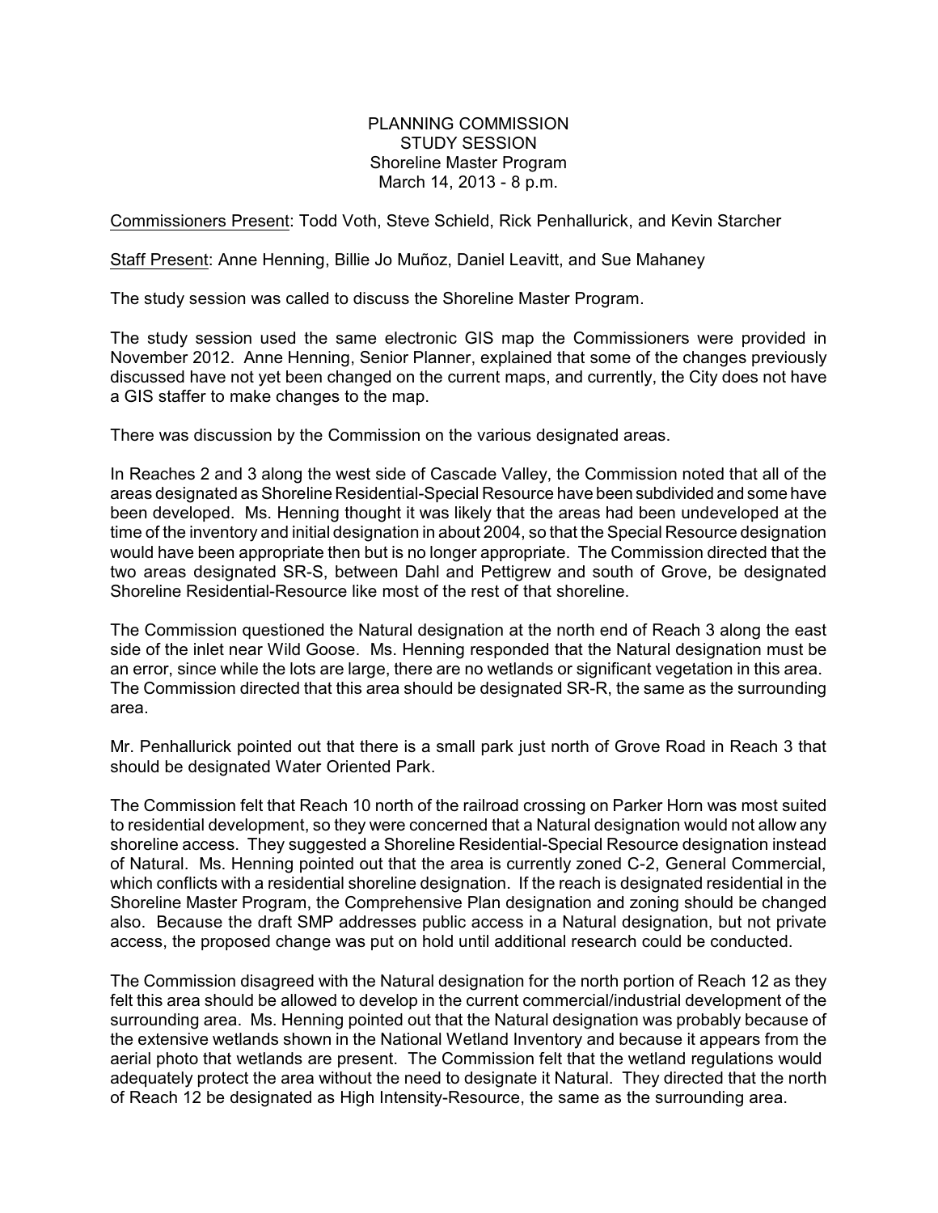PLANNING COMMISSION
STUDY SESSION
Shoreline Master Program
March 14, 2013 - 8 p.m.

Commissioners Present: Todd Voth, Steve Schield, Rick Penhallurick, and Kevin Starcher

Staff Present: Anne Henning, Billie Jo Muñoz, Daniel Leavitt, and Sue Mahaney

The study session was called to discuss the Shoreline Master Program.

The study session used the same electronic GIS map the Commissioners were provided in November 2012. Anne Henning, Senior Planner, explained that some of the changes previously discussed have not yet been changed on the current maps, and currently, the City does not have a GIS staffer to make changes to the map.

There was discussion by the Commission on the various designated areas.

In Reaches 2 and 3 along the west side of Cascade Valley, the Commission noted that all of the areas designated as Shoreline Residential-Special Resource have been subdivided and some have been developed. Ms. Henning thought it was likely that the areas had been undeveloped at the time of the inventory and initial designation in about 2004, so that the Special Resource designation would have been appropriate then but is no longer appropriate. The Commission directed that the two areas designated SR-S, between Dahl and Pettigrew and south of Grove, be designated Shoreline Residential-Resource like most of the rest of that shoreline.

The Commission questioned the Natural designation at the north end of Reach 3 along the east side of the inlet near Wild Goose. Ms. Henning responded that the Natural designation must be an error, since while the lots are large, there are no wetlands or significant vegetation in this area. The Commission directed that this area should be designated SR-R, the same as the surrounding area.

Mr. Penhallurick pointed out that there is a small park just north of Grove Road in Reach 3 that should be designated Water Oriented Park.

The Commission felt that Reach 10 north of the railroad crossing on Parker Horn was most suited to residential development, so they were concerned that a Natural designation would not allow any shoreline access. They suggested a Shoreline Residential-Special Resource designation instead of Natural. Ms. Henning pointed out that the area is currently zoned C-2, General Commercial, which conflicts with a residential shoreline designation. If the reach is designated residential in the Shoreline Master Program, the Comprehensive Plan designation and zoning should be changed also. Because the draft SMP addresses public access in a Natural designation, but not private access, the proposed change was put on hold until additional research could be conducted.

The Commission disagreed with the Natural designation for the north portion of Reach 12 as they felt this area should be allowed to develop in the current commercial/industrial development of the surrounding area. Ms. Henning pointed out that the Natural designation was probably because of the extensive wetlands shown in the National Wetland Inventory and because it appears from the aerial photo that wetlands are present. The Commission felt that the wetland regulations would adequately protect the area without the need to designate it Natural. They directed that the north of Reach 12 be designated as High Intensity-Resource, the same as the surrounding area.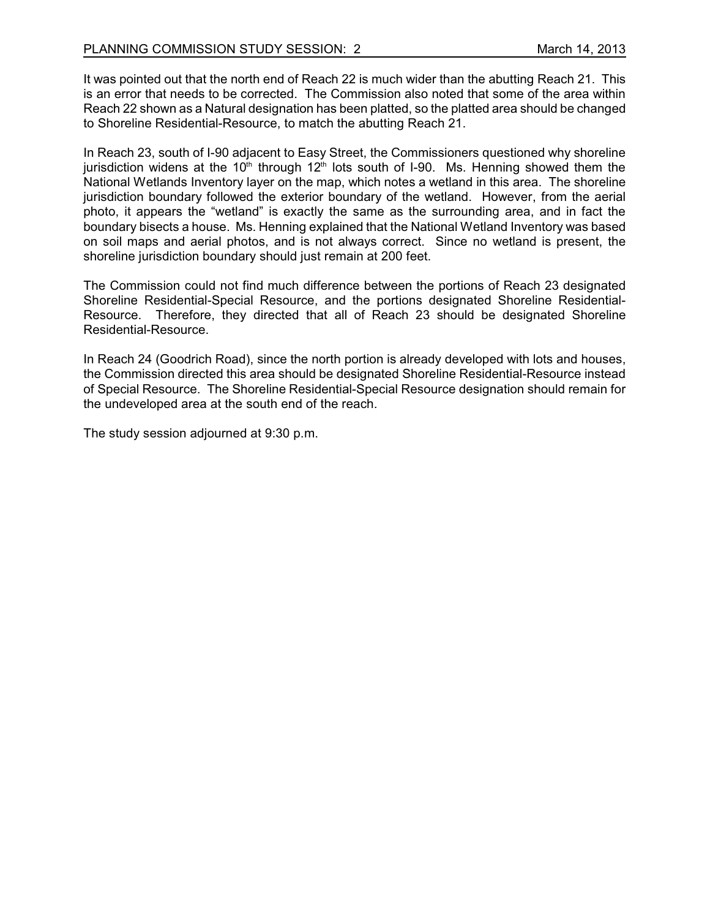It was pointed out that the north end of Reach 22 is much wider than the abutting Reach 21. This is an error that needs to be corrected. The Commission also noted that some of the area within Reach 22 shown as a Natural designation has been platted, so the platted area should be changed to Shoreline Residential-Resource, to match the abutting Reach 21.

In Reach 23, south of I-90 adjacent to Easy Street, the Commissioners questioned why shoreline jurisdiction widens at the 10th through 12th lots south of I-90. Ms. Henning showed them the National Wetlands Inventory layer on the map, which notes a wetland in this area. The shoreline jurisdiction boundary followed the exterior boundary of the wetland. However, from the aerial photo, it appears the "wetland" is exactly the same as the surrounding area, and in fact the boundary bisects a house. Ms. Henning explained that the National Wetland Inventory was based on soil maps and aerial photos, and is not always correct. Since no wetland is present, the shoreline jurisdiction boundary should just remain at 200 feet.

The Commission could not find much difference between the portions of Reach 23 designated Shoreline Residential-Special Resource, and the portions designated Shoreline Residential-Resource. Therefore, they directed that all of Reach 23 should be designated Shoreline Residential-Resource.

In Reach 24 (Goodrich Road), since the north portion is already developed with lots and houses, the Commission directed this area should be designated Shoreline Residential-Resource instead of Special Resource. The Shoreline Residential-Special Resource designation should remain for the undeveloped area at the south end of the reach.

The study session adjourned at 9:30 p.m.